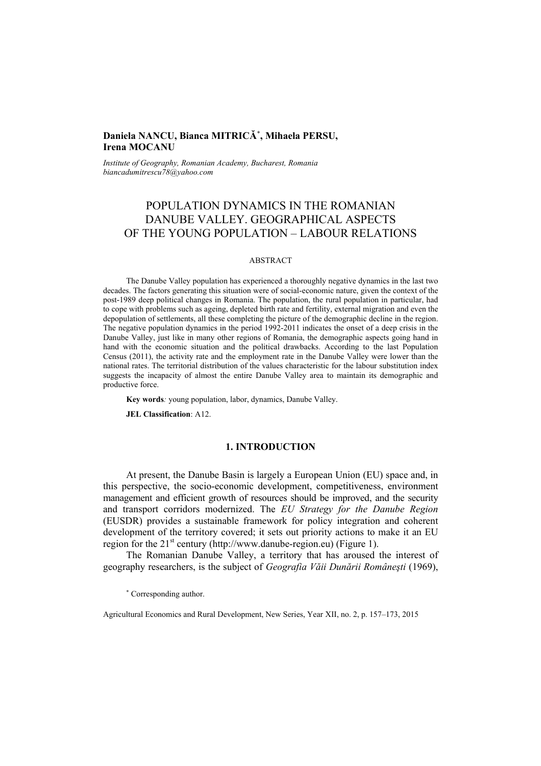**Daniela NANCU, Bianca MITRICĂ**[*]**, Mihaela PERSU, Irena MOCANU**

*Institute of Geography, Romanian Academy, Bucharest, Romania*
*biancadumitrescu78@yahoo.com*

# POPULATION DYNAMICS IN THE ROMANIAN DANUBE VALLEY. GEOGRAPHICAL ASPECTS OF THE YOUNG POPULATION – LABOUR RELATIONS

ABSTRACT

The Danube Valley population has experienced a thoroughly negative dynamics in the last two decades. The factors generating this situation were of social-economic nature, given the context of the post-1989 deep political changes in Romania. The population, the rural population in particular, had to cope with problems such as ageing, depleted birth rate and fertility, external migration and even the depopulation of settlements, all these completing the picture of the demographic decline in the region. The negative population dynamics in the period 1992-2011 indicates the onset of a deep crisis in the Danube Valley, just like in many other regions of Romania, the demographic aspects going hand in hand with the economic situation and the political drawbacks. According to the last Population Census (2011), the activity rate and the employment rate in the Danube Valley were lower than the national rates. The territorial distribution of the values characteristic for the labour substitution index suggests the incapacity of almost the entire Danube Valley area to maintain its demographic and productive force.

**Key words***:* young population, labor, dynamics, Danube Valley.

**JEL Classification**: A12.

## 1. INTRODUCTION

At present, the Danube Basin is largely a European Union (EU) space and, in this perspective, the socio-economic development, competitiveness, environment management and efficient growth of resources should be improved, and the security and transport corridors modernized. The *EU Strategy for the Danube Region* (EUSDR) provides a sustainable framework for policy integration and coherent development of the territory covered; it sets out priority actions to make it an EU region for the 21st century (http://www.danube-region.eu) (Figure 1).

The Romanian Danube Valley, a territory that has aroused the interest of geography researchers, is the subject of *Geografia Văii Dunării Româneşti* (1969),

[*] Corresponding author.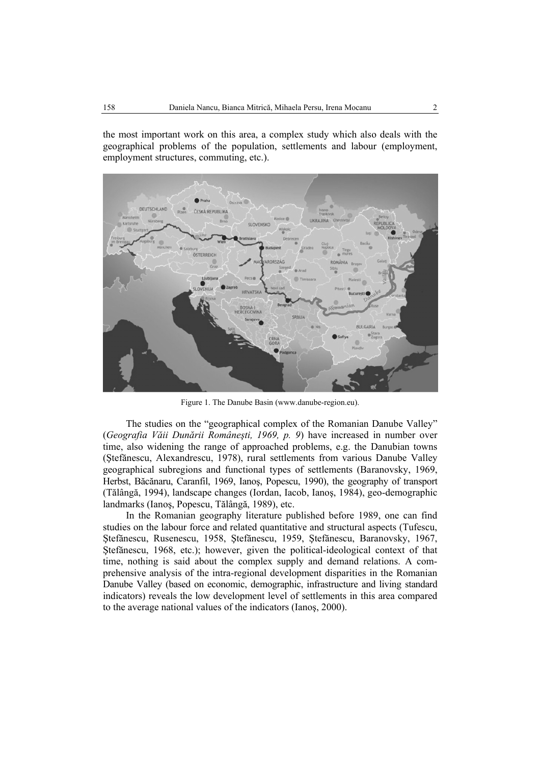the most important work on this area, a complex study which also deals with the geographical problems of the population, settlements and labour (employment, employment structures, commuting, etc.).

Figure 1. The Danube Basin (www.danube-region.eu).

The studies on the "geographical complex of the Romanian Danube Valley" (*Geografia Văii Dunării Româneşti, 1969, p. 9*) have increased in number over time, also widening the range of approached problems, e.g. the Danubian towns (Ştefănescu, Alexandrescu, 1978), rural settlements from various Danube Valley geographical subregions and functional types of settlements (Baranovsky, 1969, Herbst, Băcănaru, Caranfil, 1969, Ianoş, Popescu, 1990), the geography of transport (Tălângă, 1994), landscape changes (Iordan, Iacob, Ianoş, 1984), geo-demographic landmarks (Ianoş, Popescu, Tălângă, 1989), etc.

In the Romanian geography literature published before 1989, one can find studies on the labour force and related quantitative and structural aspects (Tufescu, Ştefănescu, Rusenescu, 1958, Ştefănescu, 1959, Ştefănescu, Baranovsky, 1967, Ştefănescu, 1968, etc.); however, given the political-ideological context of that time, nothing is said about the complex supply and demand relations. A comprehensive analysis of the intra-regional development disparities in the Romanian Danube Valley (based on economic, demographic, infrastructure and living standard indicators) reveals the low development level of settlements in this area compared to the average national values of the indicators (Ianoş, 2000).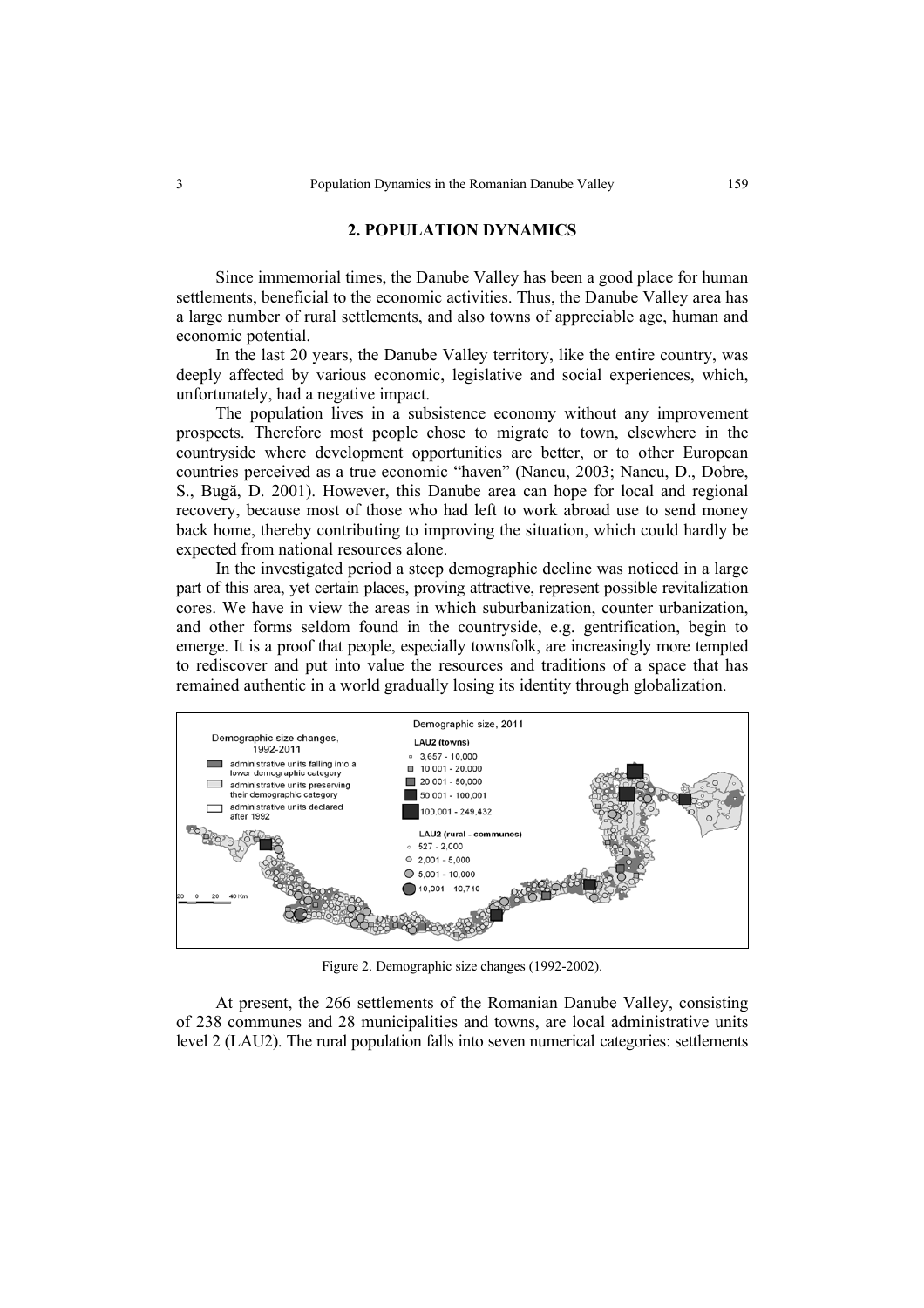## 2. POPULATION DYNAMICS

Since immemorial times, the Danube Valley has been a good place for human settlements, beneficial to the economic activities. Thus, the Danube Valley area has a large number of rural settlements, and also towns of appreciable age, human and economic potential.

In the last 20 years, the Danube Valley territory, like the entire country, was deeply affected by various economic, legislative and social experiences, which, unfortunately, had a negative impact.

The population lives in a subsistence economy without any improvement prospects. Therefore most people chose to migrate to town, elsewhere in the countryside where development opportunities are better, or to other European countries perceived as a true economic "haven" (Nancu, 2003; Nancu, D., Dobre, S., Bugă, D. 2001). However, this Danube area can hope for local and regional recovery, because most of those who had left to work abroad use to send money back home, thereby contributing to improving the situation, which could hardly be expected from national resources alone.

In the investigated period a steep demographic decline was noticed in a large part of this area, yet certain places, proving attractive, represent possible revitalization cores. We have in view the areas in which suburbanization, counter urbanization, and other forms seldom found in the countryside, e.g. gentrification, begin to emerge. It is a proof that people, especially townsfolk, are increasingly more tempted to rediscover and put into value the resources and traditions of a space that has remained authentic in a world gradually losing its identity through globalization.

Figure 2. Demographic size changes (1992-2002).

At present, the 266 settlements of the Romanian Danube Valley, consisting of 238 communes and 28 municipalities and towns, are local administrative units level 2 (LAU2). The rural population falls into seven numerical categories: settlements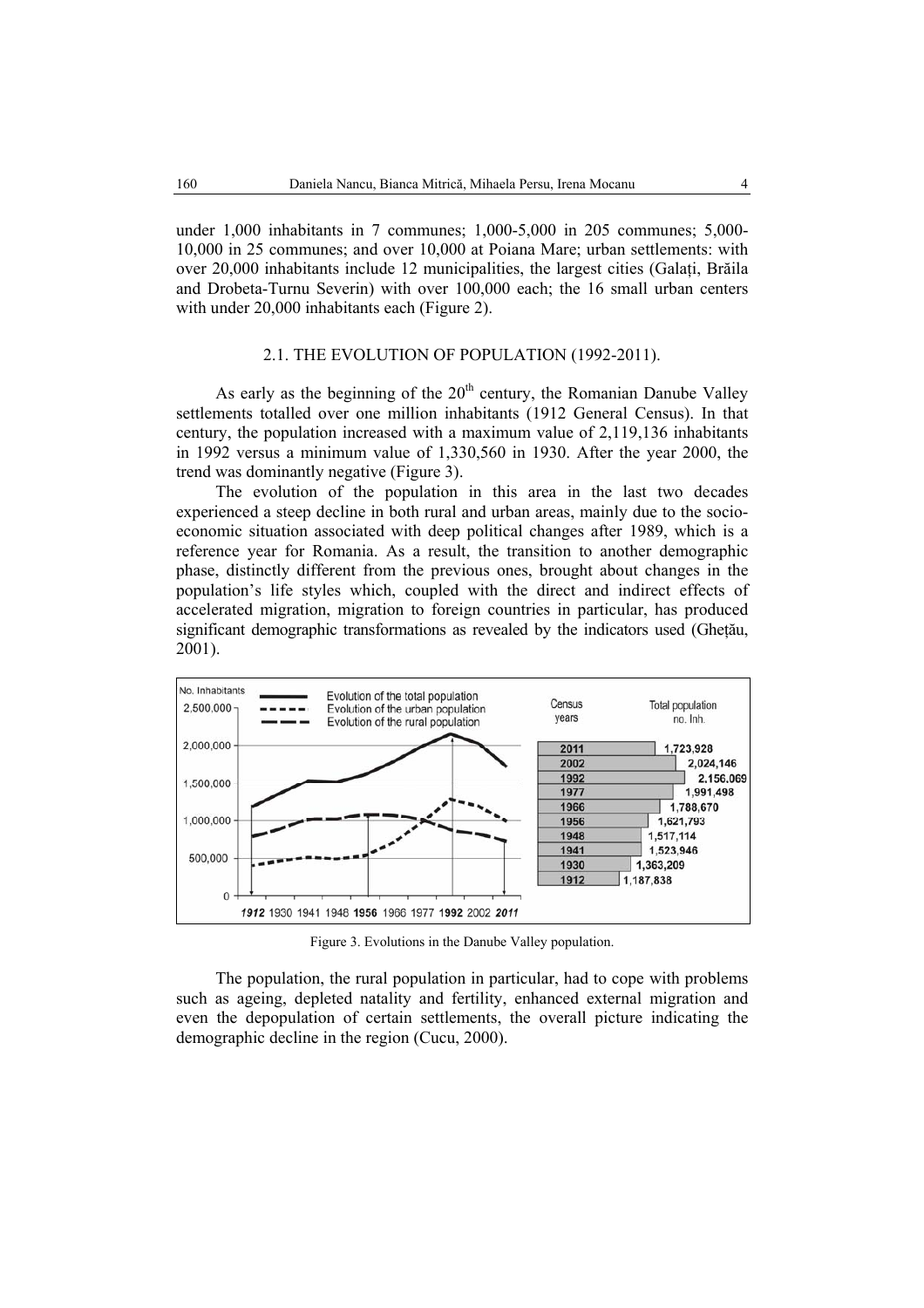under 1,000 inhabitants in 7 communes; 1,000-5,000 in 205 communes; 5,000-10,000 in 25 communes; and over 10,000 at Poiana Mare; urban settlements: with over 20,000 inhabitants include 12 municipalities, the largest cities (Galați, Brăila and Drobeta-Turnu Severin) with over 100,000 each; the 16 small urban centers with under 20,000 inhabitants each (Figure 2).

### 2.1. THE EVOLUTION OF POPULATION (1992-2011).

As early as the beginning of the 20th century, the Romanian Danube Valley settlements totalled over one million inhabitants (1912 General Census). In that century, the population increased with a maximum value of 2,119,136 inhabitants in 1992 versus a minimum value of 1,330,560 in 1930. After the year 2000, the trend was dominantly negative (Figure 3).

The evolution of the population in this area in the last two decades experienced a steep decline in both rural and urban areas, mainly due to the socio-economic situation associated with deep political changes after 1989, which is a reference year for Romania. As a result, the transition to another demographic phase, distinctly different from the previous ones, brought about changes in the population's life styles which, coupled with the direct and indirect effects of accelerated migration, migration to foreign countries in particular, has produced significant demographic transformations as revealed by the indicators used (Ghețău, 2001).

| Census years | Total population no. Inh. |
|---|---|
| 2011 | 1,723,928 |
| 2002 | 2,024,146 |
| 1992 | 2,156,069 |
| 1977 | 1,991,498 |
| 1966 | 1,788,670 |
| 1956 | 1,621,793 |
| 1948 | 1,517,114 |
| 1941 | 1,523,946 |
| 1930 | 1,363,209 |
| 1912 | 1,187,838 |

Figure 3. Evolutions in the Danube Valley population.

The population, the rural population in particular, had to cope with problems such as ageing, depleted natality and fertility, enhanced external migration and even the depopulation of certain settlements, the overall picture indicating the demographic decline in the region (Cucu, 2000).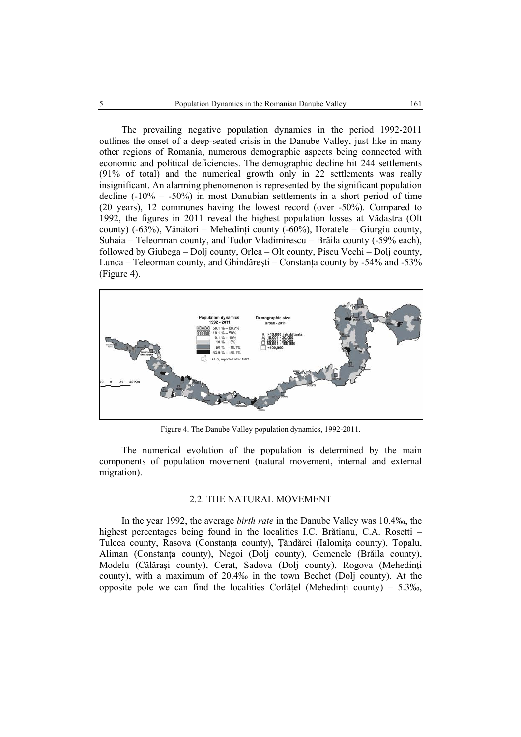The prevailing negative population dynamics in the period 1992-2011 outlines the onset of a deep-seated crisis in the Danube Valley, just like in many other regions of Romania, numerous demographic aspects being connected with economic and political deficiencies. The demographic decline hit 244 settlements (91% of total) and the numerical growth only in 22 settlements was really insignificant. An alarming phenomenon is represented by the significant population decline (-10% – -50%) in most Danubian settlements in a short period of time (20 years), 12 communes having the lowest record (over -50%). Compared to 1992, the figures in 2011 reveal the highest population losses at Vădastra (Olt county) (-63%), Vânători – Mehedinți county (-60%), Horatele – Giurgiu county, Suhaia – Teleorman county, and Tudor Vladimirescu – Brăila county (-59% each), followed by Giubega – Dolj county, Orlea – Olt county, Piscu Vechi – Dolj county, Lunca – Teleorman county, and Ghindărești – Constanța county by -54% and -53% (Figure 4).

Figure 4. The Danube Valley population dynamics, 1992-2011.

The numerical evolution of the population is determined by the main components of population movement (natural movement, internal and external migration).

## 2.2. THE NATURAL MOVEMENT

In the year 1992, the average *birth rate* in the Danube Valley was 10.4‰, the highest percentages being found in the localities I.C. Brătianu, C.A. Rosetti – Tulcea county, Rasova (Constanța county), Țăndărei (Ialomița county), Topalu, Aliman (Constanța county), Negoi (Dolj county), Gemenele (Brăila county), Modelu (Călărași county), Cerat, Sadova (Dolj county), Rogova (Mehedinți county), with a maximum of 20.4‰ in the town Bechet (Dolj county). At the opposite pole we can find the localities Corlățel (Mehedinți county) – 5.3‰,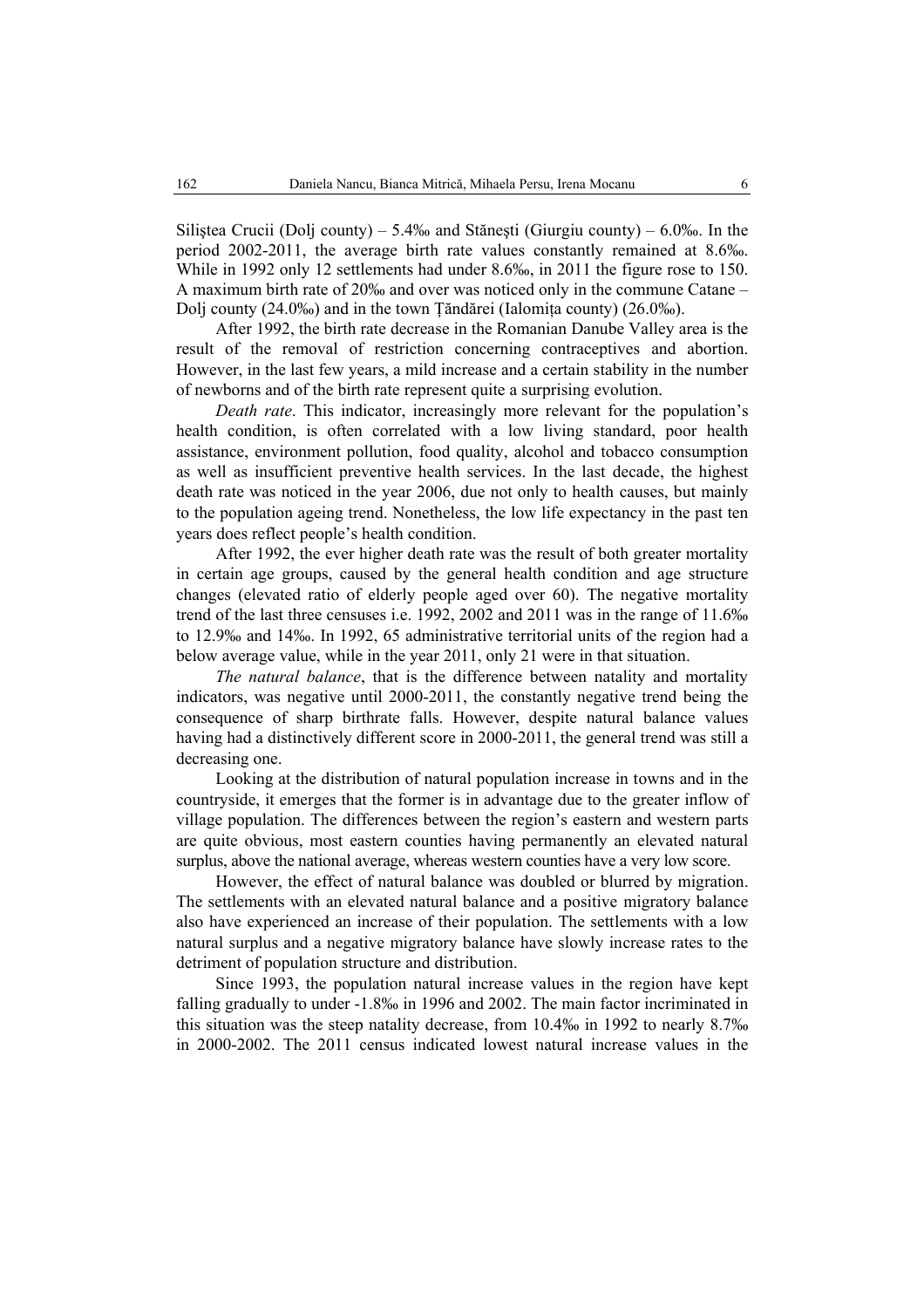Siliştea Crucii (Dolj county) – 5.4‰ and Stăneşti (Giurgiu county) – 6.0‰. In the period 2002-2011, the average birth rate values constantly remained at 8.6‰. While in 1992 only 12 settlements had under 8.6‰, in 2011 the figure rose to 150. A maximum birth rate of 20‰ and over was noticed only in the commune Catane – Dolj county (24.0‰) and in the town Ţăndărei (Ialomiţa county) (26.0‰).

After 1992, the birth rate decrease in the Romanian Danube Valley area is the result of the removal of restriction concerning contraceptives and abortion. However, in the last few years, a mild increase and a certain stability in the number of newborns and of the birth rate represent quite a surprising evolution.

*Death rate*. This indicator, increasingly more relevant for the population's health condition, is often correlated with a low living standard, poor health assistance, environment pollution, food quality, alcohol and tobacco consumption as well as insufficient preventive health services. In the last decade, the highest death rate was noticed in the year 2006, due not only to health causes, but mainly to the population ageing trend. Nonetheless, the low life expectancy in the past ten years does reflect people's health condition.

After 1992, the ever higher death rate was the result of both greater mortality in certain age groups, caused by the general health condition and age structure changes (elevated ratio of elderly people aged over 60). The negative mortality trend of the last three censuses i.e. 1992, 2002 and 2011 was in the range of 11.6‰ to 12.9‰ and 14‰. In 1992, 65 administrative territorial units of the region had a below average value, while in the year 2011, only 21 were in that situation.

*The natural balance*, that is the difference between natality and mortality indicators, was negative until 2000-2011, the constantly negative trend being the consequence of sharp birthrate falls. However, despite natural balance values having had a distinctively different score in 2000-2011, the general trend was still a decreasing one.

Looking at the distribution of natural population increase in towns and in the countryside, it emerges that the former is in advantage due to the greater inflow of village population. The differences between the region's eastern and western parts are quite obvious, most eastern counties having permanently an elevated natural surplus, above the national average, whereas western counties have a very low score.

However, the effect of natural balance was doubled or blurred by migration. The settlements with an elevated natural balance and a positive migratory balance also have experienced an increase of their population. The settlements with a low natural surplus and a negative migratory balance have slowly increase rates to the detriment of population structure and distribution.

Since 1993, the population natural increase values in the region have kept falling gradually to under -1.8‰ in 1996 and 2002. The main factor incriminated in this situation was the steep natality decrease, from 10.4‰ in 1992 to nearly 8.7‰ in 2000-2002. The 2011 census indicated lowest natural increase values in the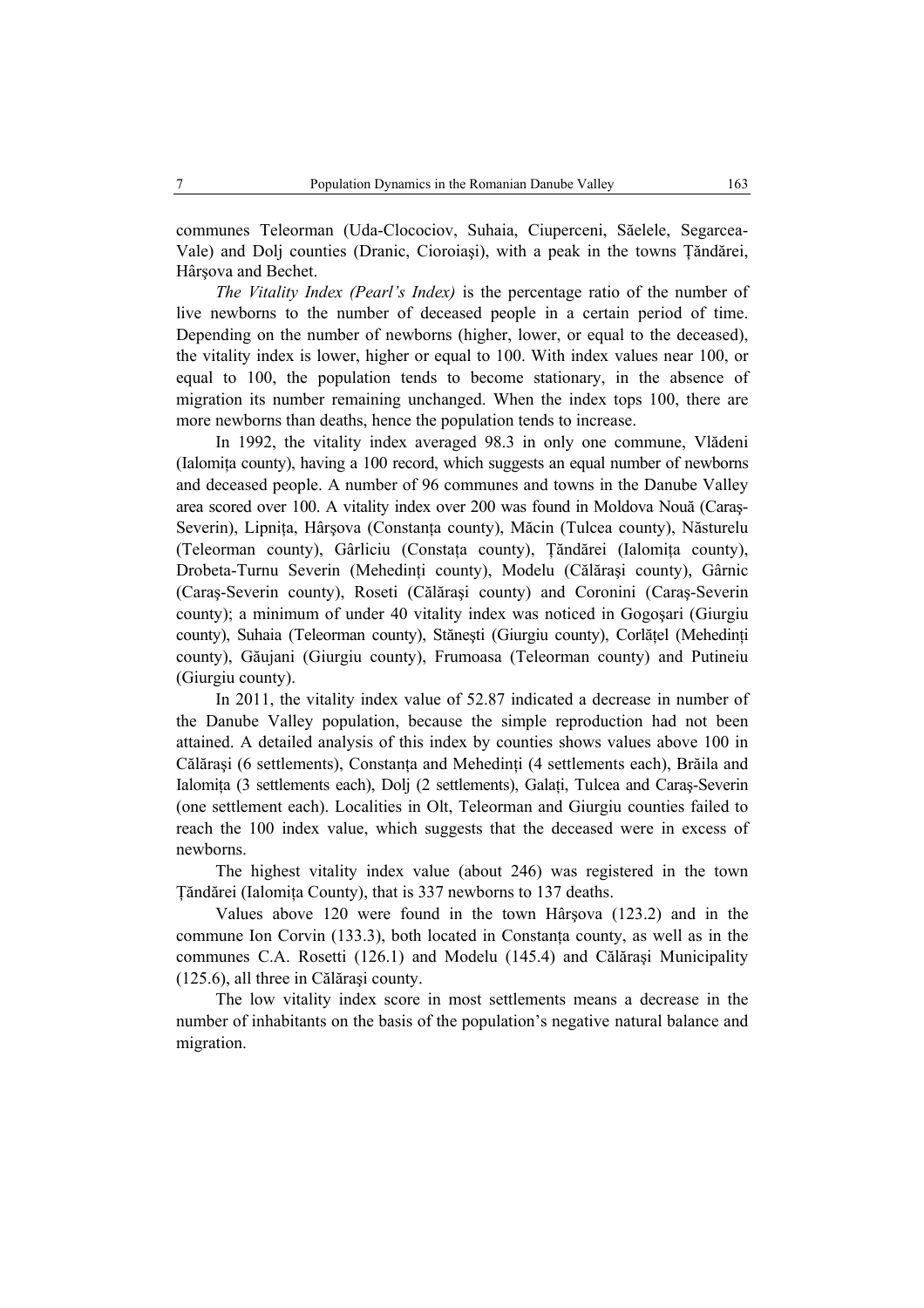communes Teleorman (Uda-Clocociov, Suhaia, Ciuperceni, Săelele, Segarcea-Vale) and Dolj counties (Dranic, Cioroiaşi), with a peak in the towns Ţăndărei, Hârşova and Bechet.

*The Vitality Index (Pearl's Index)* is the percentage ratio of the number of live newborns to the number of deceased people in a certain period of time. Depending on the number of newborns (higher, lower, or equal to the deceased), the vitality index is lower, higher or equal to 100. With index values near 100, or equal to 100, the population tends to become stationary, in the absence of migration its number remaining unchanged. When the index tops 100, there are more newborns than deaths, hence the population tends to increase.

In 1992, the vitality index averaged 98.3 in only one commune, Vlădeni (Ialomița county), having a 100 record, which suggests an equal number of newborns and deceased people. A number of 96 communes and towns in the Danube Valley area scored over 100. A vitality index over 200 was found in Moldova Nouă (Caraş-Severin), Lipnița, Hârşova (Constanța county), Măcin (Tulcea county), Năsturelu (Teleorman county), Gârliciu (Constața county), Țăndărei (Ialomița county), Drobeta-Turnu Severin (Mehedinți county), Modelu (Călăraşi county), Gârnic (Caraş-Severin county), Roseti (Călăraşi county) and Coronini (Caraş-Severin county); a minimum of under 40 vitality index was noticed in Gogoşari (Giurgiu county), Suhaia (Teleorman county), Stăneşti (Giurgiu county), Corlățel (Mehedinți county), Găujani (Giurgiu county), Frumoasa (Teleorman county) and Putineiu (Giurgiu county).

In 2011, the vitality index value of 52.87 indicated a decrease in number of the Danube Valley population, because the simple reproduction had not been attained. A detailed analysis of this index by counties shows values above 100 in Călăraşi (6 settlements), Constanța and Mehedinți (4 settlements each), Brăila and Ialomița (3 settlements each), Dolj (2 settlements), Galați, Tulcea and Caraş-Severin (one settlement each). Localities in Olt, Teleorman and Giurgiu counties failed to reach the 100 index value, which suggests that the deceased were in excess of newborns.

The highest vitality index value (about 246) was registered in the town Țăndărei (Ialomița County), that is 337 newborns to 137 deaths.

Values above 120 were found in the town Hârşova (123.2) and in the commune Ion Corvin (133.3), both located in Constanța county, as well as in the communes C.A. Rosetti (126.1) and Modelu (145.4) and Călăraşi Municipality (125.6), all three in Călăraşi county.

The low vitality index score in most settlements means a decrease in the number of inhabitants on the basis of the population's negative natural balance and migration.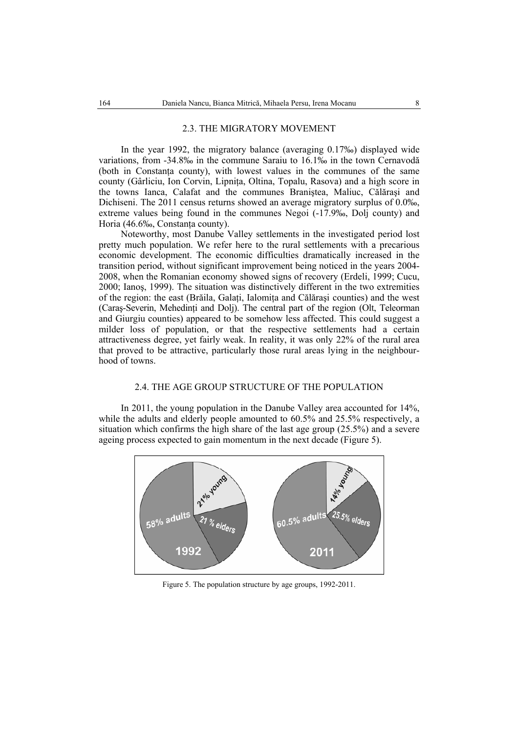### 2.3. THE MIGRATORY MOVEMENT

In the year 1992, the migratory balance (averaging 0.17‰) displayed wide variations, from -34.8‰ in the commune Saraiu to 16.1‰ in the town Cernavodă (both in Constanța county), with lowest values in the communes of the same county (Gârliciu, Ion Corvin, Lipnița, Oltina, Topalu, Rasova) and a high score in the towns Ianca, Calafat and the communes Braniştea, Maliuc, Călăraşi and Dichiseni. The 2011 census returns showed an average migratory surplus of 0.0‰, extreme values being found in the communes Negoi (-17.9‰, Dolj county) and Horia (46.6‰, Constanța county).

Noteworthy, most Danube Valley settlements in the investigated period lost pretty much population. We refer here to the rural settlements with a precarious economic development. The economic difficulties dramatically increased in the transition period, without significant improvement being noticed in the years 2004-2008, when the Romanian economy showed signs of recovery (Erdeli, 1999; Cucu, 2000; Ianoş, 1999). The situation was distinctively different in the two extremities of the region: the east (Brăila, Galați, Ialomița and Călăraşi counties) and the west (Caraş-Severin, Mehedinți and Dolj). The central part of the region (Olt, Teleorman and Giurgiu counties) appeared to be somehow less affected. This could suggest a milder loss of population, or that the respective settlements had a certain attractiveness degree, yet fairly weak. In reality, it was only 22% of the rural area that proved to be attractive, particularly those rural areas lying in the neighbourhood of towns.

### 2.4. THE AGE GROUP STRUCTURE OF THE POPULATION

In 2011, the young population in the Danube Valley area accounted for 14%, while the adults and elderly people amounted to 60.5% and 25.5% respectively, a situation which confirms the high share of the last age group (25.5%) and a severe ageing process expected to gain momentum in the next decade (Figure 5).

Figure 5. The population structure by age groups, 1992-2011.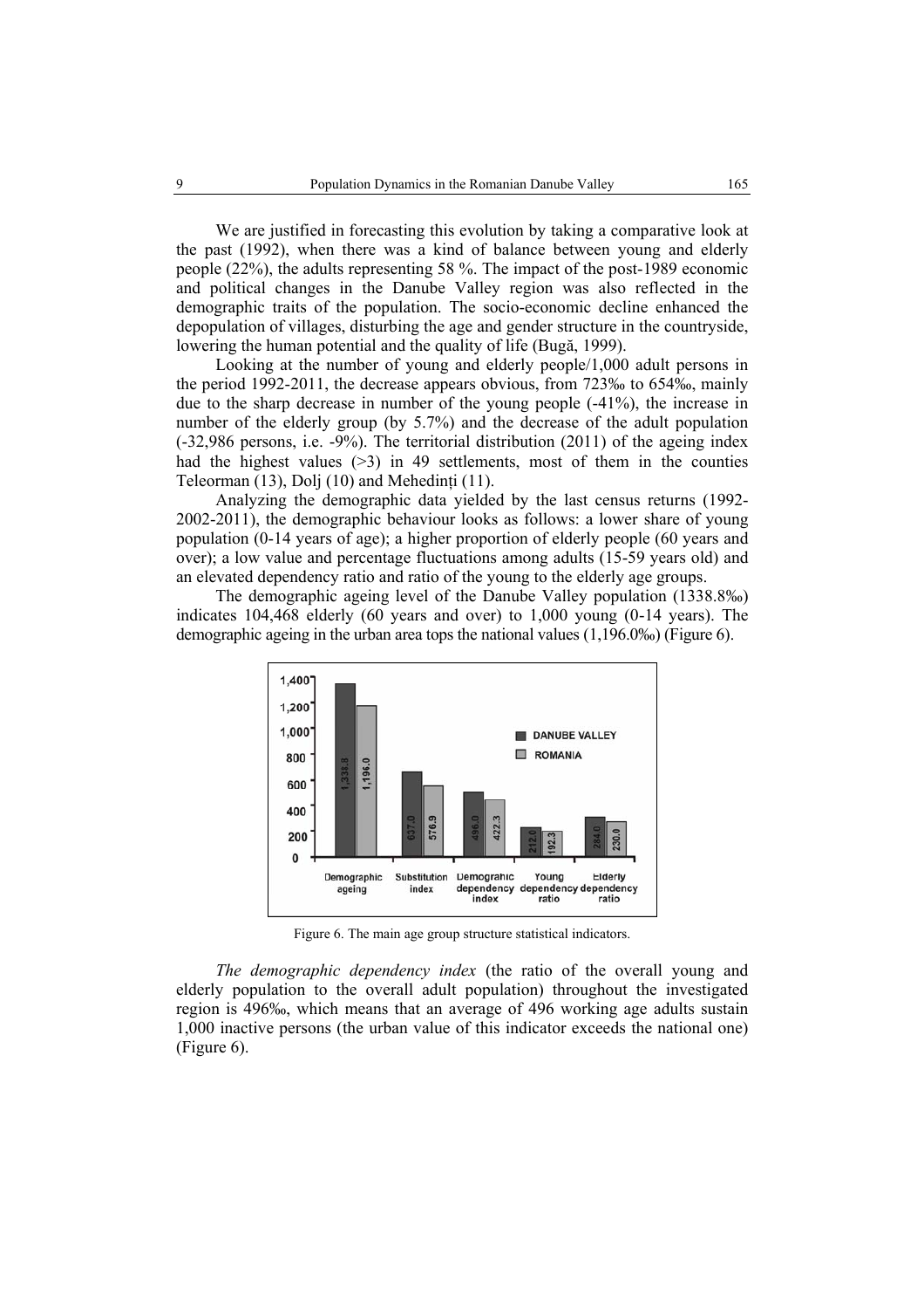We are justified in forecasting this evolution by taking a comparative look at the past (1992), when there was a kind of balance between young and elderly people (22%), the adults representing 58 %. The impact of the post-1989 economic and political changes in the Danube Valley region was also reflected in the demographic traits of the population. The socio-economic decline enhanced the depopulation of villages, disturbing the age and gender structure in the countryside, lowering the human potential and the quality of life (Bugă, 1999).

Looking at the number of young and elderly people/1,000 adult persons in the period 1992-2011, the decrease appears obvious, from 723‰ to 654‰, mainly due to the sharp decrease in number of the young people (-41%), the increase in number of the elderly group (by 5.7%) and the decrease of the adult population (-32,986 persons, i.e. -9%). The territorial distribution (2011) of the ageing index had the highest values (>3) in 49 settlements, most of them in the counties Teleorman (13), Dolj (10) and Mehedinți (11).

Analyzing the demographic data yielded by the last census returns (1992-2002-2011), the demographic behaviour looks as follows: a lower share of young population (0-14 years of age); a higher proportion of elderly people (60 years and over); a low value and percentage fluctuations among adults (15-59 years old) and an elevated dependency ratio and ratio of the young to the elderly age groups.

The demographic ageing level of the Danube Valley population (1338.8‰) indicates 104,468 elderly (60 years and over) to 1,000 young (0-14 years). The demographic ageing in the urban area tops the national values (1,196.0‰) (Figure 6).

Figure 6. The main age group structure statistical indicators.

*The demographic dependency index* (the ratio of the overall young and elderly population to the overall adult population) throughout the investigated region is 496‰, which means that an average of 496 working age adults sustain 1,000 inactive persons (the urban value of this indicator exceeds the national one) (Figure 6).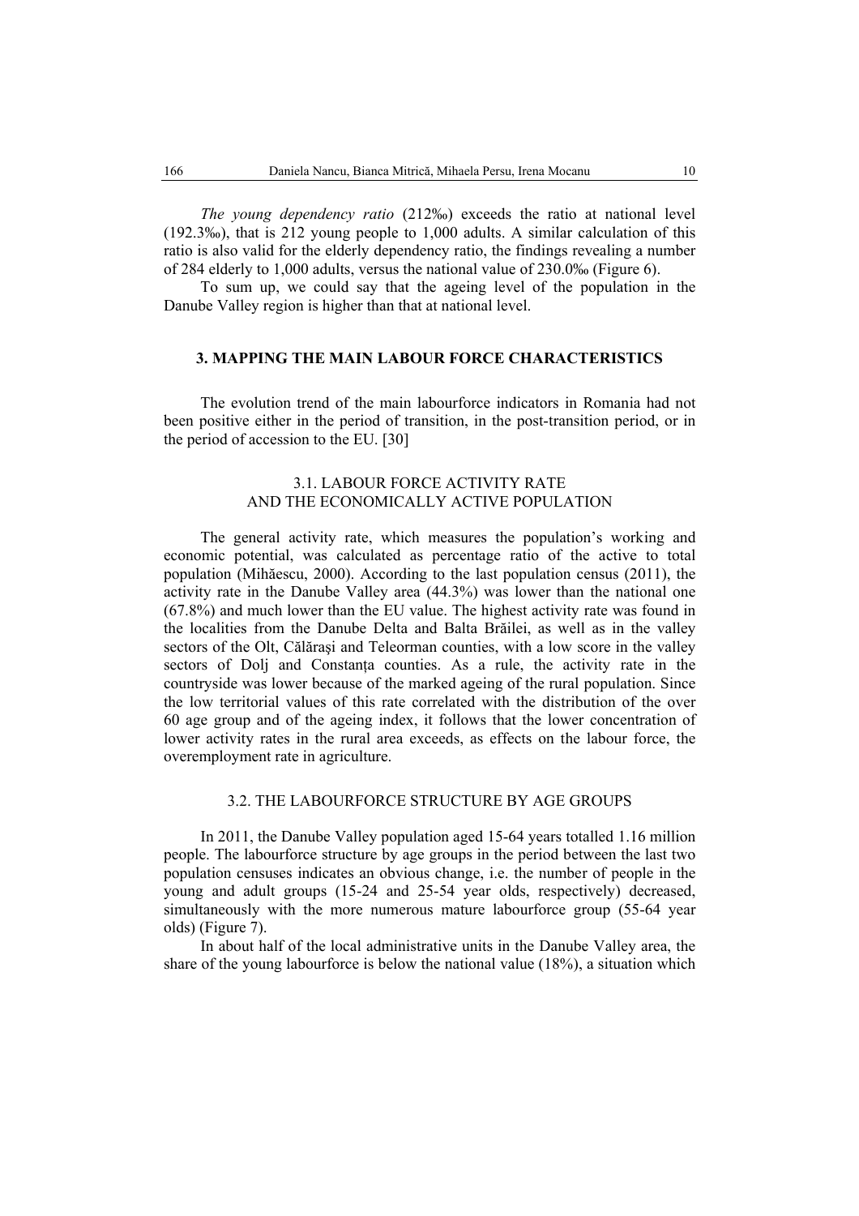*The young dependency ratio* (212‰) exceeds the ratio at national level (192.3‰), that is 212 young people to 1,000 adults. A similar calculation of this ratio is also valid for the elderly dependency ratio, the findings revealing a number of 284 elderly to 1,000 adults, versus the national value of 230.0‰ (Figure 6).

To sum up, we could say that the ageing level of the population in the Danube Valley region is higher than that at national level.

## 3. MAPPING THE MAIN LABOUR FORCE CHARACTERISTICS

The evolution trend of the main labourforce indicators in Romania had not been positive either in the period of transition, in the post-transition period, or in the period of accession to the EU. [30]

### 3.1. LABOUR FORCE ACTIVITY RATE AND THE ECONOMICALLY ACTIVE POPULATION

The general activity rate, which measures the population's working and economic potential, was calculated as percentage ratio of the active to total population (Mihăescu, 2000). According to the last population census (2011), the activity rate in the Danube Valley area (44.3%) was lower than the national one (67.8%) and much lower than the EU value. The highest activity rate was found in the localities from the Danube Delta and Balta Brăilei, as well as in the valley sectors of the Olt, Călăraşi and Teleorman counties, with a low score in the valley sectors of Dolj and Constanţa counties. As a rule, the activity rate in the countryside was lower because of the marked ageing of the rural population. Since the low territorial values of this rate correlated with the distribution of the over 60 age group and of the ageing index, it follows that the lower concentration of lower activity rates in the rural area exceeds, as effects on the labour force, the overemployment rate in agriculture.

### 3.2. THE LABOURFORCE STRUCTURE BY AGE GROUPS

In 2011, the Danube Valley population aged 15-64 years totalled 1.16 million people. The labourforce structure by age groups in the period between the last two population censuses indicates an obvious change, i.e. the number of people in the young and adult groups (15-24 and 25-54 year olds, respectively) decreased, simultaneously with the more numerous mature labourforce group (55-64 year olds) (Figure 7).

In about half of the local administrative units in the Danube Valley area, the share of the young labourforce is below the national value (18%), a situation which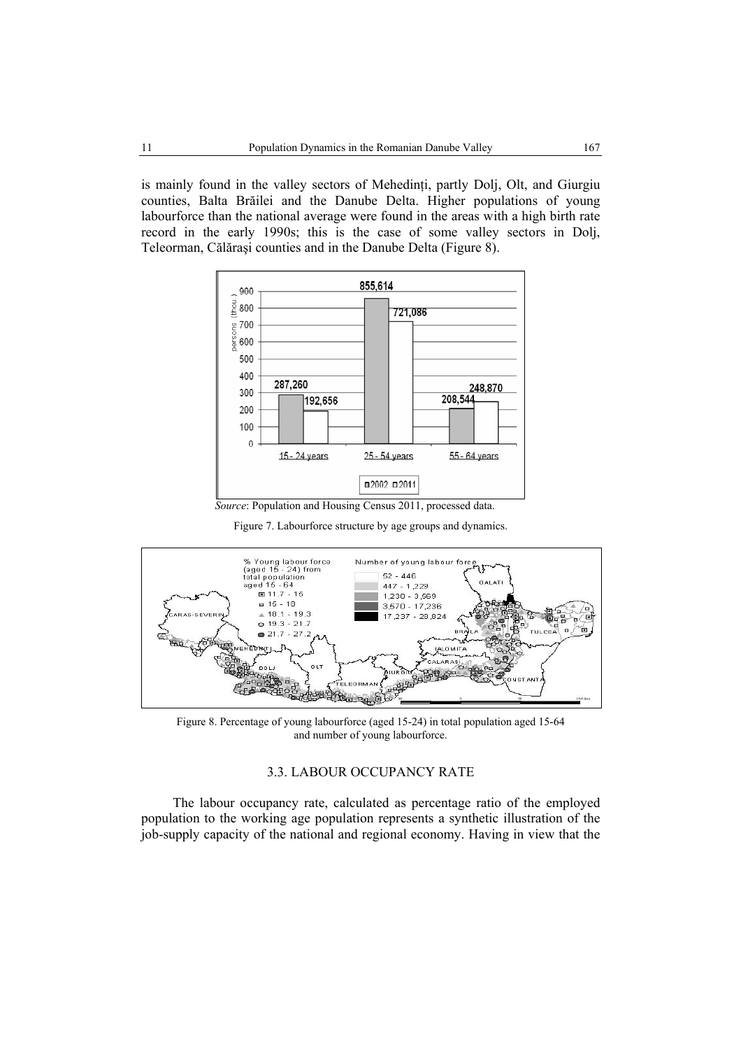is mainly found in the valley sectors of Mehedinți, partly Dolj, Olt, and Giurgiu counties, Balta Brăilei and the Danube Delta. Higher populations of young labourforce than the national average were found in the areas with a high birth rate record in the early 1990s; this is the case of some valley sectors in Dolj, Teleorman, Călărași counties and in the Danube Delta (Figure 8).

*Source*: Population and Housing Census 2011, processed data.

Figure 7. Labourforce structure by age groups and dynamics.

Figure 8. Percentage of young labourforce (aged 15-24) in total population aged 15-64 and number of young labourforce.

### 3.3. LABOUR OCCUPANCY RATE

The labour occupancy rate, calculated as percentage ratio of the employed population to the working age population represents a synthetic illustration of the job-supply capacity of the national and regional economy. Having in view that the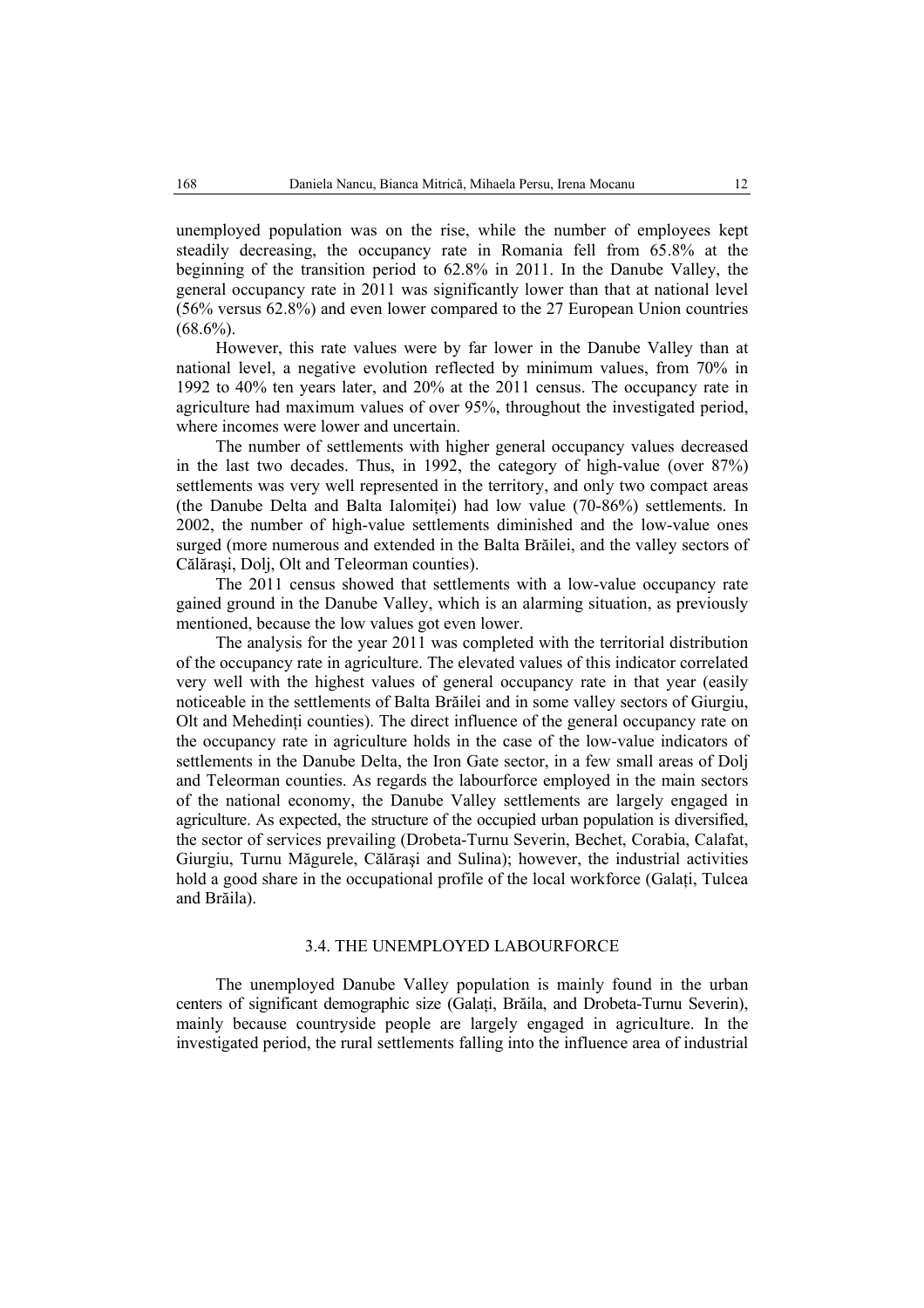unemployed population was on the rise, while the number of employees kept steadily decreasing, the occupancy rate in Romania fell from 65.8% at the beginning of the transition period to 62.8% in 2011. In the Danube Valley, the general occupancy rate in 2011 was significantly lower than that at national level (56% versus 62.8%) and even lower compared to the 27 European Union countries (68.6%).

However, this rate values were by far lower in the Danube Valley than at national level, a negative evolution reflected by minimum values, from 70% in 1992 to 40% ten years later, and 20% at the 2011 census. The occupancy rate in agriculture had maximum values of over 95%, throughout the investigated period, where incomes were lower and uncertain.

The number of settlements with higher general occupancy values decreased in the last two decades. Thus, in 1992, the category of high-value (over 87%) settlements was very well represented in the territory, and only two compact areas (the Danube Delta and Balta Ialomiței) had low value (70-86%) settlements. In 2002, the number of high-value settlements diminished and the low-value ones surged (more numerous and extended in the Balta Brăilei, and the valley sectors of Călărași, Dolj, Olt and Teleorman counties).

The 2011 census showed that settlements with a low-value occupancy rate gained ground in the Danube Valley, which is an alarming situation, as previously mentioned, because the low values got even lower.

The analysis for the year 2011 was completed with the territorial distribution of the occupancy rate in agriculture. The elevated values of this indicator correlated very well with the highest values of general occupancy rate in that year (easily noticeable in the settlements of Balta Brăilei and in some valley sectors of Giurgiu, Olt and Mehedinți counties). The direct influence of the general occupancy rate on the occupancy rate in agriculture holds in the case of the low-value indicators of settlements in the Danube Delta, the Iron Gate sector, in a few small areas of Dolj and Teleorman counties. As regards the labourforce employed in the main sectors of the national economy, the Danube Valley settlements are largely engaged in agriculture. As expected, the structure of the occupied urban population is diversified, the sector of services prevailing (Drobeta-Turnu Severin, Bechet, Corabia, Calafat, Giurgiu, Turnu Măgurele, Călărași and Sulina); however, the industrial activities hold a good share in the occupational profile of the local workforce (Galați, Tulcea and Brăila).

### 3.4. THE UNEMPLOYED LABOURFORCE

The unemployed Danube Valley population is mainly found in the urban centers of significant demographic size (Galați, Brăila, and Drobeta-Turnu Severin), mainly because countryside people are largely engaged in agriculture. In the investigated period, the rural settlements falling into the influence area of industrial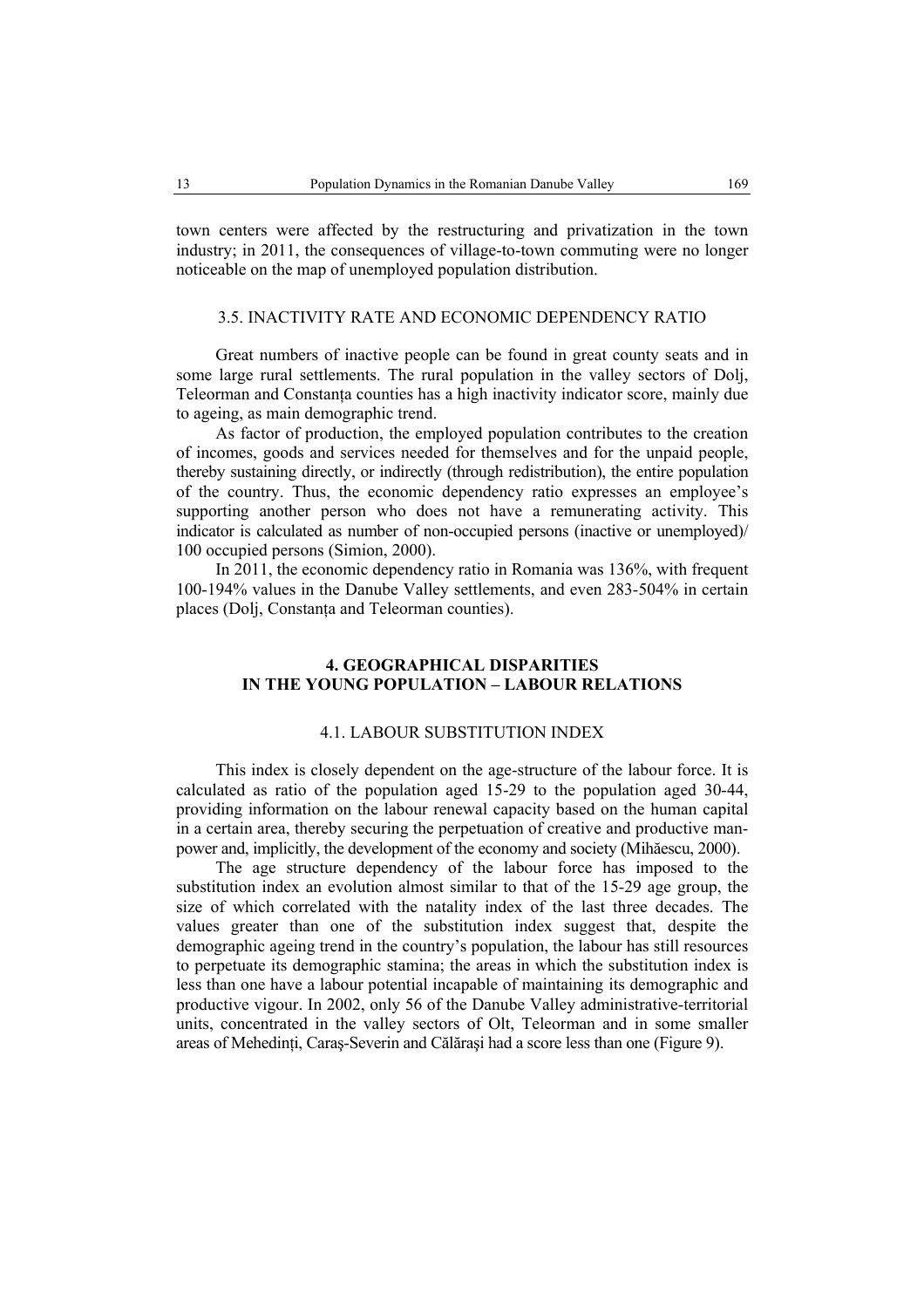town centers were affected by the restructuring and privatization in the town industry; in 2011, the consequences of village-to-town commuting were no longer noticeable on the map of unemployed population distribution.

### 3.5. INACTIVITY RATE AND ECONOMIC DEPENDENCY RATIO

Great numbers of inactive people can be found in great county seats and in some large rural settlements. The rural population in the valley sectors of Dolj, Teleorman and Constanța counties has a high inactivity indicator score, mainly due to ageing, as main demographic trend.

As factor of production, the employed population contributes to the creation of incomes, goods and services needed for themselves and for the unpaid people, thereby sustaining directly, or indirectly (through redistribution), the entire population of the country. Thus, the economic dependency ratio expresses an employee's supporting another person who does not have a remunerating activity. This indicator is calculated as number of non-occupied persons (inactive or unemployed)/ 100 occupied persons (Simion, 2000).

In 2011, the economic dependency ratio in Romania was 136%, with frequent 100-194% values in the Danube Valley settlements, and even 283-504% in certain places (Dolj, Constanța and Teleorman counties).

## 4. GEOGRAPHICAL DISPARITIES IN THE YOUNG POPULATION – LABOUR RELATIONS

### 4.1. LABOUR SUBSTITUTION INDEX

This index is closely dependent on the age-structure of the labour force. It is calculated as ratio of the population aged 15-29 to the population aged 30-44, providing information on the labour renewal capacity based on the human capital in a certain area, thereby securing the perpetuation of creative and productive man-power and, implicitly, the development of the economy and society (Mihăescu, 2000).

The age structure dependency of the labour force has imposed to the substitution index an evolution almost similar to that of the 15-29 age group, the size of which correlated with the natality index of the last three decades. The values greater than one of the substitution index suggest that, despite the demographic ageing trend in the country's population, the labour has still resources to perpetuate its demographic stamina; the areas in which the substitution index is less than one have a labour potential incapable of maintaining its demographic and productive vigour. In 2002, only 56 of the Danube Valley administrative-territorial units, concentrated in the valley sectors of Olt, Teleorman and in some smaller areas of Mehedinți, Caraş-Severin and Călăraşi had a score less than one (Figure 9).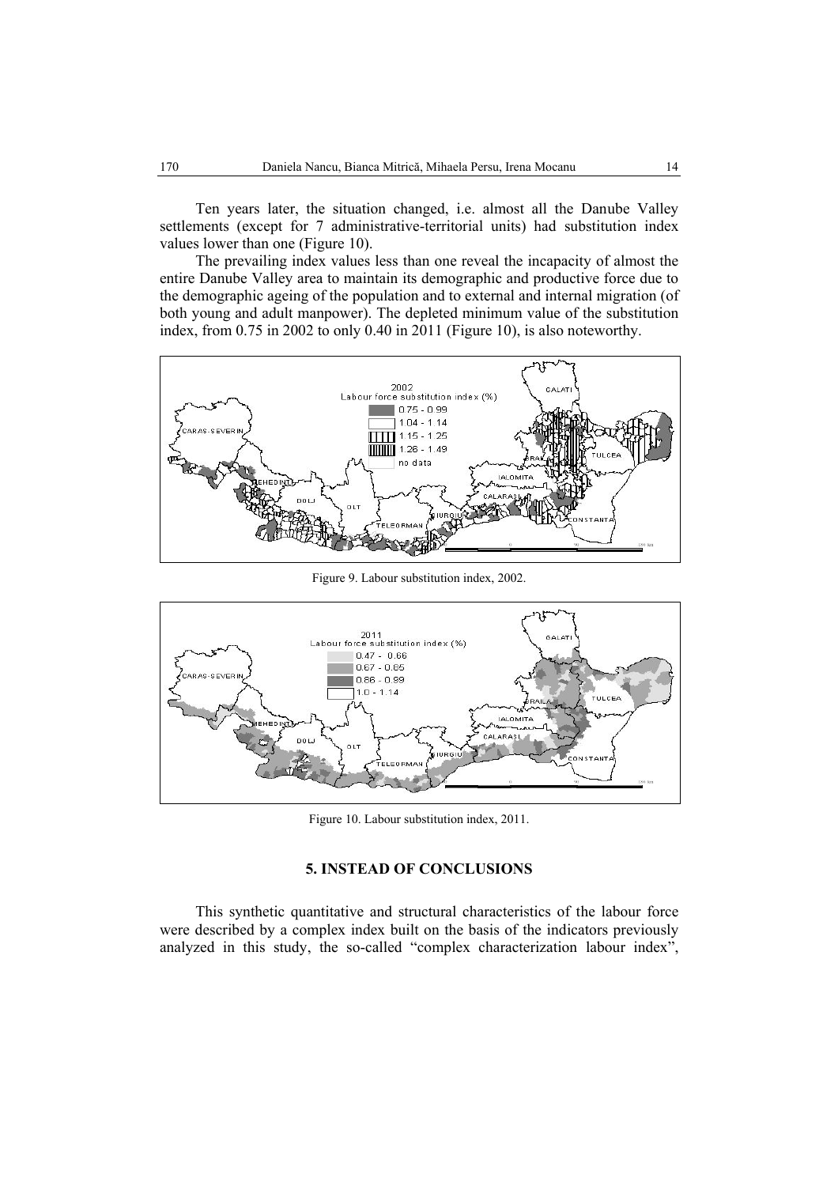Ten years later, the situation changed, i.e. almost all the Danube Valley settlements (except for 7 administrative-territorial units) had substitution index values lower than one (Figure 10).

The prevailing index values less than one reveal the incapacity of almost the entire Danube Valley area to maintain its demographic and productive force due to the demographic ageing of the population and to external and internal migration (of both young and adult manpower). The depleted minimum value of the substitution index, from 0.75 in 2002 to only 0.40 in 2011 (Figure 10), is also noteworthy.

Figure 9. Labour substitution index, 2002.

Figure 10. Labour substitution index, 2011.

## 5. INSTEAD OF CONCLUSIONS

This synthetic quantitative and structural characteristics of the labour force were described by a complex index built on the basis of the indicators previously analyzed in this study, the so-called "complex characterization labour index",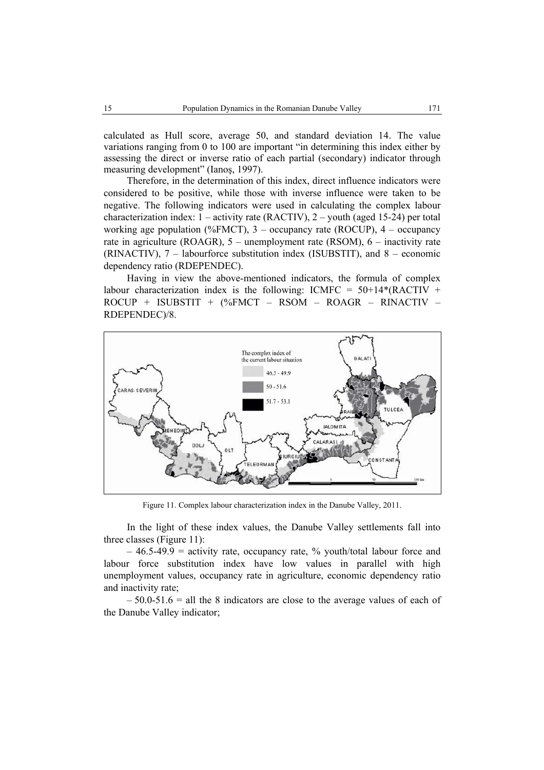calculated as Hull score, average 50, and standard deviation 14. The value variations ranging from 0 to 100 are important "in determining this index either by assessing the direct or inverse ratio of each partial (secondary) indicator through measuring development" (Ianoş, 1997).

Therefore, in the determination of this index, direct influence indicators were considered to be positive, while those with inverse influence were taken to be negative. The following indicators were used in calculating the complex labour characterization index: 1 – activity rate (RACTIV), 2 – youth (aged 15-24) per total working age population (%FMCT), 3 – occupancy rate (ROCUP), 4 – occupancy rate in agriculture (ROAGR), 5 – unemployment rate (RSOM), 6 – inactivity rate (RINACTIV), 7 – labourforce substitution index (ISUBSTIT), and 8 – economic dependency ratio (RDEPENDEC).

Having in view the above-mentioned indicators, the formula of complex labour characterization index is the following: ICMFC = 50+14*(RACTIV + ROCUP + ISUBSTIT + (%FMCT – RSOM – ROAGR – RINACTIV – RDEPENDEC)/8.

Figure 11. Complex labour characterization index in the Danube Valley, 2011.

In the light of these index values, the Danube Valley settlements fall into three classes (Figure 11):

– 46.5-49.9 = activity rate, occupancy rate, % youth/total labour force and labour force substitution index have low values in parallel with high unemployment values, occupancy rate in agriculture, economic dependency ratio and inactivity rate;

– 50.0-51.6 = all the 8 indicators are close to the average values of each of the Danube Valley indicator;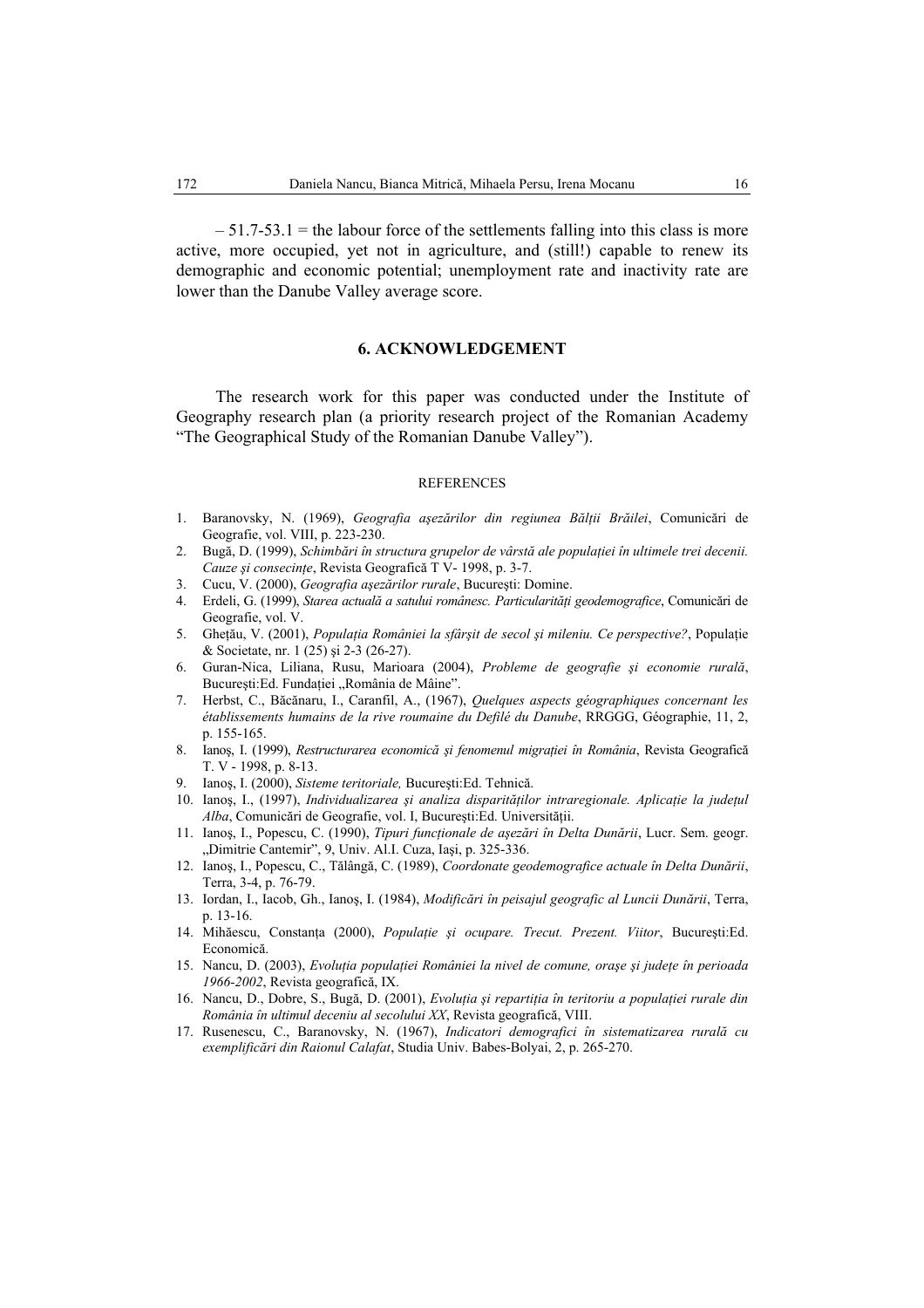– 51.7-53.1 = the labour force of the settlements falling into this class is more active, more occupied, yet not in agriculture, and (still!) capable to renew its demographic and economic potential; unemployment rate and inactivity rate are lower than the Danube Valley average score.

## 6. ACKNOWLEDGEMENT

The research work for this paper was conducted under the Institute of Geography research plan (a priority research project of the Romanian Academy "The Geographical Study of the Romanian Danube Valley").

### REFERENCES

1. Baranovsky, N. (1969), *Geografia aşezărilor din regiunea Bălţii Brăilei*, Comunicări de Geografie, vol. VIII, p. 223-230.
2. Bugă, D. (1999), *Schimbări în structura grupelor de vârstă ale populaţiei în ultimele trei decenii. Cauze şi consecinţe*, Revista Geografică T V- 1998, p. 3-7.
3. Cucu, V. (2000), *Geografia aşezărilor rurale*, Bucureşti: Domine.
4. Erdeli, G. (1999), *Starea actuală a satului românesc. Particularităţi geodemografice*, Comunicări de Geografie, vol. V.
5. Gheţău, V. (2001), *Populaţia României la sfârşit de secol şi mileniu. Ce perspective?*, Populaţie & Societate, nr. 1 (25) şi 2-3 (26-27).
6. Guran-Nica, Liliana, Rusu, Marioara (2004), *Probleme de geografie şi economie rurală*, Bucureşti:Ed. Fundaţiei „România de Mâine".
7. Herbst, C., Băcănaru, I., Caranfil, A., (1967), *Quelques aspects géographiques concernant les établissements humains de la rive roumaine du Defilé du Danube*, RRGGG, Géographie, 11, 2, p. 155-165.
8. Ianoş, I. (1999), *Restructurarea economică şi fenomenul migraţiei în România*, Revista Geografică T. V - 1998, p. 8-13.
9. Ianoş, I. (2000), *Sisteme teritoriale,* Bucureşti:Ed. Tehnică.
10. Ianoş, I., (1997), *Individualizarea şi analiza disparităţilor intraregionale. Aplicaţie la judeţul Alba*, Comunicări de Geografie, vol. I, Bucureşti:Ed. Universităţii.
11. Ianoş, I., Popescu, C. (1990), *Tipuri funcţionale de aşezări în Delta Dunării*, Lucr. Sem. geogr. „Dimitrie Cantemir", 9, Univ. Al.I. Cuza, Iaşi, p. 325-336.
12. Ianoş, I., Popescu, C., Tălângă, C. (1989), *Coordonate geodemografice actuale în Delta Dunării*, Terra, 3-4, p. 76-79.
13. Iordan, I., Iacob, Gh., Ianoş, I. (1984), *Modificări în peisajul geografic al Luncii Dunării*, Terra, p. 13-16.
14. Mihăescu, Constanţa (2000), *Populaţie şi ocupare. Trecut. Prezent. Viitor*, Bucureşti:Ed. Economică.
15. Nancu, D. (2003), *Evoluţia populaţiei României la nivel de comune, oraşe şi judeţe în perioada 1966-2002*, Revista geografică, IX.
16. Nancu, D., Dobre, S., Bugă, D. (2001), *Evoluţia şi repartiţia în teritoriu a populaţiei rurale din România în ultimul deceniu al secolului XX*, Revista geografică, VIII.
17. Rusenescu, C., Baranovsky, N. (1967), *Indicatori demografici în sistematizarea rurală cu exemplificări din Raionul Calafat*, Studia Univ. Babes-Bolyai, 2, p. 265-270.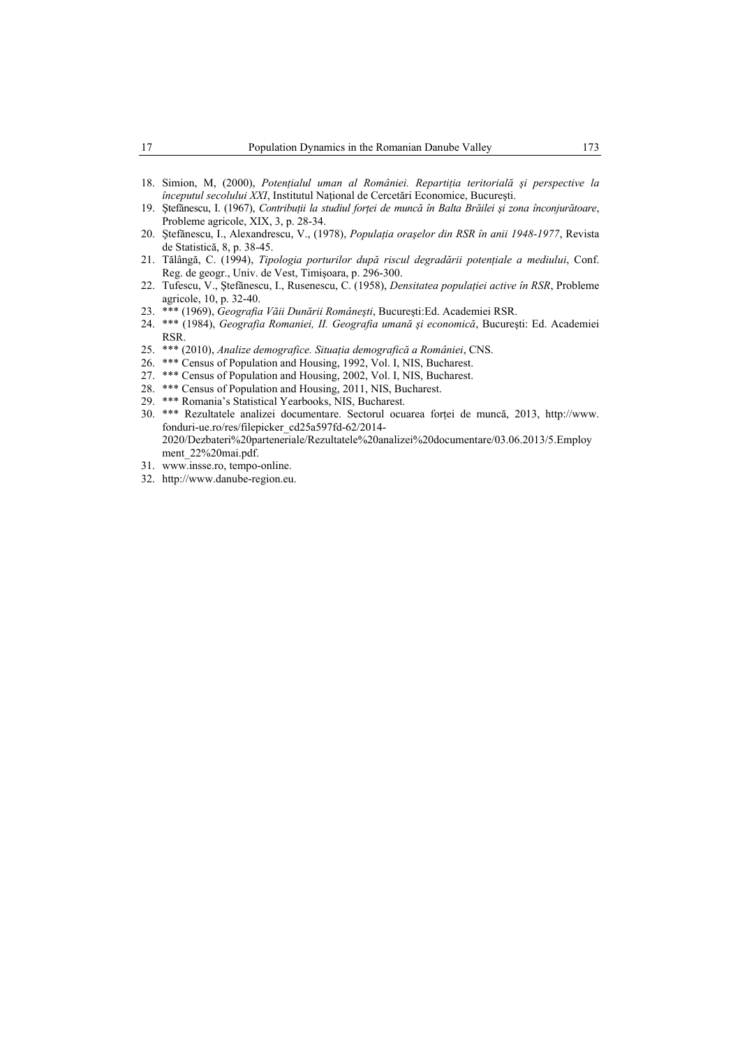18. Simion, M, (2000), *Potențialul uman al României. Repartiția teritorială și perspective la începutul secolului XXI*, Institutul Național de Cercetări Economice, București.
19. Ştefănescu, I. (1967), *Contribuții la studiul forței de muncă în Balta Brăilei și zona înconjurătoare*, Probleme agricole, XIX, 3, p. 28-34.
20. Ştefănescu, I., Alexandrescu, V., (1978), *Populația orașelor din RSR în anii 1948-1977*, Revista de Statistică, 8, p. 38-45.
21. Tălângă, C. (1994), *Tipologia porturilor după riscul degradării potențiale a mediului*, Conf. Reg. de geogr., Univ. de Vest, Timişoara, p. 296-300.
22. Tufescu, V., Ştefănescu, I., Rusenescu, C. (1958), *Densitatea populației active în RSR*, Probleme agricole, 10, p. 32-40.
23. *** (1969), *Geografia Văii Dunării Româneşti*, Bucureşti:Ed. Academiei RSR.
24. *** (1984), *Geografia Romaniei, II. Geografia umană și economică*, București: Ed. Academiei RSR.
25. *** (2010), *Analize demografice. Situația demografică a României*, CNS.
26. *** Census of Population and Housing, 1992, Vol. I, NIS, Bucharest.
27. *** Census of Population and Housing, 2002, Vol. I, NIS, Bucharest.
28. *** Census of Population and Housing, 2011, NIS, Bucharest.
29. *** Romania's Statistical Yearbooks, NIS, Bucharest.
30. *** Rezultatele analizei documentare. Sectorul ocuarea forței de muncă, 2013, http://www.fonduri-ue.ro/res/filepicker_cd25a597fd-62/2014-2020/Dezbateri%20parteneriale/Rezultatele%20analizei%20documentare/03.06.2013/5.Employment_22%20mai.pdf.
31. www.insse.ro, tempo-online.
32. http://www.danube-region.eu.